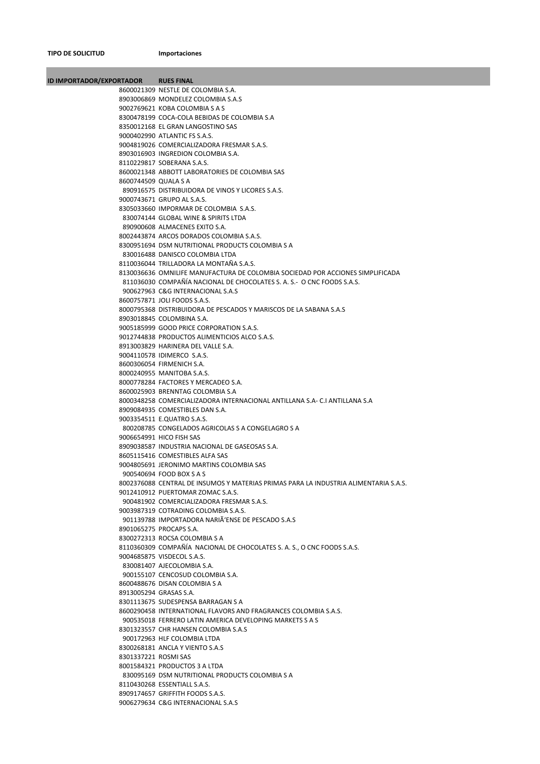**TIPO DE SOLICITUD** **Importaciones**

| ID IMPORTADOR/EXPORTADOR | RUES FINAL |
| --- | --- |
| 8600021309 | NESTLE DE COLOMBIA S.A. |
| 8903006869 | MONDELEZ COLOMBIA S.A.S |
| 9002769621 | KOBA COLOMBIA S A S |
| 8300478199 | COCA-COLA BEBIDAS DE COLOMBIA S.A |
| 8350012168 | EL GRAN LANGOSTINO SAS |
| 9000402990 | ATLANTIC FS S.A.S. |
| 9004819026 | COMERCIALIZADORA FRESMAR S.A.S. |
| 8903016903 | INGREDION COLOMBIA S.A. |
| 8110229817 | SOBERANA S.A.S. |
| 8600021348 | ABBOTT LABORATORIES DE COLOMBIA SAS |
| 8600744509 | QUALA S A |
| 890916575 | DISTRIBUIDORA DE VINOS Y LICORES S.A.S. |
| 9000743671 | GRUPO AL S.A.S. |
| 8305033660 | IMPORMAR DE COLOMBIA S.A.S. |
| 830074144 | GLOBAL WINE & SPIRITS LTDA |
| 890900608 | ALMACENES EXITO S.A. |
| 8002443874 | ARCOS DORADOS COLOMBIA S.A.S. |
| 8300951694 | DSM NUTRITIONAL PRODUCTS COLOMBIA S A |
| 830016488 | DANISCO COLOMBIA LTDA |
| 8110036044 | TRILLADORA LA MONTAÑA S.A.S. |
| 8130036636 | OMNILIFE MANUFACTURA DE COLOMBIA SOCIEDAD POR ACCIONES SIMPLIFICADA |
| 811036030 | COMPAÑÍA NACIONAL DE CHOCOLATES S. A. S.- O CNC FOODS S.A.S. |
| 900627963 | C&G INTERNACIONAL S.A.S |
| 8600757871 | JOLI FOODS S.A.S. |
| 8000795368 | DISTRIBUIDORA DE PESCADOS Y MARISCOS DE LA SABANA S.A.S |
| 8903018845 | COLOMBINA S.A. |
| 9005185999 | GOOD PRICE CORPORATION S.A.S. |
| 9012744838 | PRODUCTOS ALIMENTICIOS ALCO S.A.S. |
| 8913003829 | HARINERA DEL VALLE S.A. |
| 9004110578 | IDIMERCO S.A.S. |
| 8600306054 | FIRMENICH S.A. |
| 8000240955 | MANITOBA S.A.S. |
| 8000778284 | FACTORES Y MERCADEO S.A. |
| 8600025903 | BRENNTAG COLOMBIA S.A |
| 8000348258 | COMERCIALIZADORA INTERNACIONAL ANTILLANA S.A- C.I ANTILLANA S.A |
| 8909084935 | COMESTIBLES DAN S.A. |
| 9003354511 | E.QUATRO S.A.S. |
| 800208785 | CONGELADOS AGRICOLAS S A CONGELAGRO S A |
| 9006654991 | HICO FISH SAS |
| 8909038587 | INDUSTRIA NACIONAL DE GASEOSAS S.A. |
| 8605115416 | COMESTIBLES ALFA SAS |
| 9004805691 | JERONIMO MARTINS COLOMBIA SAS |
| 900540694 | FOOD BOX S A S |
| 8002376088 | CENTRAL DE INSUMOS Y MATERIAS PRIMAS PARA LA INDUSTRIA ALIMENTARIA S.A.S. |
| 9012410912 | PUERTOMAR ZOMAC S.A.S. |
| 900481902 | COMERCIALIZADORA FRESMAR S.A.S. |
| 9003987319 | COTRADING COLOMBIA S.A.S. |
| 901139788 | IMPORTADORA NARIÃ'ENSE DE PESCADO S.A.S |
| 8901065275 | PROCAPS S.A. |
| 8300272313 | ROCSA COLOMBIA S A |
| 8110360309 | COMPAÑÍA NACIONAL DE CHOCOLATES S. A. S., O CNC FOODS S.A.S. |
| 9004685875 | VISDECOL S.A.S. |
| 830081407 | AJECOLOMBIA S.A. |
| 900155107 | CENCOSUD COLOMBIA S.A. |
| 8600488676 | DISAN COLOMBIA S A |
| 8913005294 | GRASAS S.A. |
| 8301113675 | SUDESPENSA BARRAGAN S A |
| 8600290458 | INTERNATIONAL FLAVORS AND FRAGRANCES COLOMBIA S.A.S. |
| 900535018 | FERRERO LATIN AMERICA DEVELOPING MARKETS S A S |
| 8301323557 | CHR HANSEN COLOMBIA S.A.S |
| 900172963 | HLF COLOMBIA LTDA |
| 8300268181 | ANCLA Y VIENTO S.A.S |
| 8301337221 | ROSMI SAS |
| 8001584321 | PRODUCTOS 3 A LTDA |
| 830095169 | DSM NUTRITIONAL PRODUCTS COLOMBIA S A |
| 8110430268 | ESSENTIALL S.A.S. |
| 8909174657 | GRIFFITH FOODS S.A.S. |
| 9006279634 | C&G INTERNACIONAL S.A.S |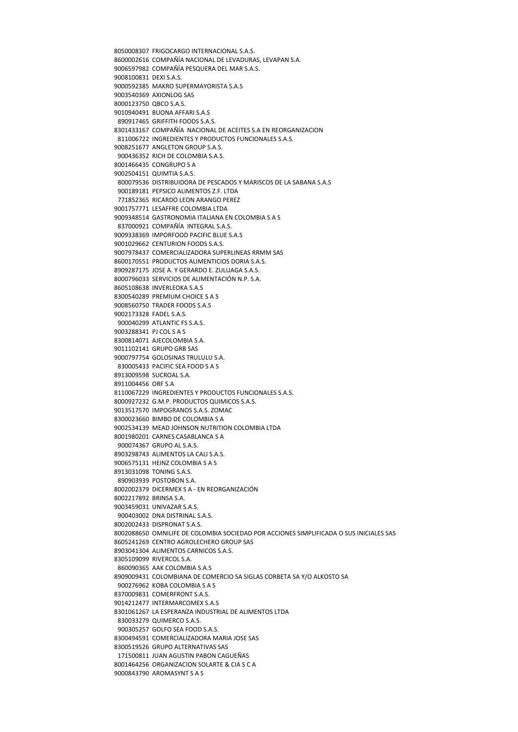8050008307 FRIGOCARGO INTERNACIONAL S.A.S.
8600002616 COMPAÑÍA NACIONAL DE LEVADURAS, LEVAPAN S.A.
9006597982 COMPAÑÍA PESQUERA DEL MAR S.A.S.
9008100831 DEXI S.A.S.
9000592385 MAKRO SUPERMAYORISTA S.A.S
9003540369 AXIONLOG SAS
8000123750 QBCO S.A.S.
9010940491 BUONA AFFARI S.A.S
890917465 GRIFFITH FOODS S.A.S.
8301433167 COMPAÑÍA NACIONAL DE ACEITES S.A EN REORGANIZACION
811006722 INGREDIENTES Y PRODUCTOS FUNCIONALES S.A.S.
9008251677 ANGLETON GROUP S.A.S.
900436352 RICH DE COLOMBIA S.A.S.
8001466435 CONGRUPO S A
9002504151 QUIMTIA S.A.S.
800079536 DISTRIBUIDORA DE PESCADOS Y MARISCOS DE LA SABANA S.A.S
900189181 PEPSICO ALIMENTOS Z.F. LTDA
771852365 RICARDO LEON ARANGO PEREZ
9001757771 LESAFFRE COLOMBIA LTDA
9009348514 GASTRONOMIA ITALIANA EN COLOMBIA S A S
837000921 COMPAÑÍA INTEGRAL S.A.S.
9009338369 IMPORFOOD PACIFIC BLUE S.A.S
9001029662 CENTURION FOODS S.A.S.
9007978437 COMERCIALIZADORA SUPERLINEAS RRMM SAS
8600170551 PRODUCTOS ALIMENTICIOS DORIA S.A.S.
8909287175 JOSE A. Y GERARDO E. ZULUAGA S.A.S.
8000796033 SERVICIOS DE ALIMENTACIÓN N.P. S.A.
8605108638 INVERLEOKA S.A.S
8300540289 PREMIUM CHOICE S A S
9008560750 TRADER FOODS S.A.S
9002173328 FADEL S.A.S.
900040299 ATLANTIC FS S.A.S.
9003288341 PJ COL S A S
8300814071 AJECOLOMBIA S.A.
9011102141 GRUPO GRB SAS
9000797754 GOLOSINAS TRULULU S.A.
830005433 PACIFIC SEA FOOD S A S
8913009598 SUCROAL S.A.
8911004456 ORF S.A
8110067229 INGREDIENTES Y PRODUCTOS FUNCIONALES S.A.S.
8000927232 G.M.P. PRODUCTOS QUIMICOS S.A.S.
9013517570 IMPOGRANOS S.A.S. ZOMAC
8300023660 BIMBO DE COLOMBIA S A
9002534139 MEAD JOHNSON NUTRITION COLOMBIA LTDA
8001980201 CARNES CASABLANCA S A
900074367 GRUPO AL S.A.S.
8903298743 ALIMENTOS LA CALI S.A.S.
9006575131 HEINZ COLOMBIA S A S
8913031098 TONING S.A.S.
890903939 POSTOBON S.A.
8002002379 DICERMEX S A - EN REORGANIZACIÓN
8002217892 BRINSA S.A.
9003459031 UNIVAZAR S.A.S.
900403002 DNA DISTRINAL S.A.S.
8002002433 DISPRONAT S.A.S.
8002088650 OMNILIFE DE COLOMBIA SOCIEDAD POR ACCIONES SIMPLIFICADA O SUS INICIALES SAS
8605241269 CENTRO AGROLECHERO GROUP SAS
8903041304 ALIMENTOS CARNICOS S.A.S.
8305109099 RIVERCOL S.A.
860090365 AAK COLOMBIA S.A.S
8909009431 COLOMBIANA DE COMERCIO SA SIGLAS CORBETA SA Y/O ALKOSTO SA
900276962 KOBA COLOMBIA S A S
8370009831 COMERFRONT S.A.S.
9014212477 INTERMARCOMEX S.A.S
8301061267 LA ESPERANZA INDUSTRIAL DE ALIMENTOS LTDA
830033279 QUIMERCO S.A.S.
900305257 GOLFO SEA FOOD S.A.S.
8300494591 COMERCIALIZADORA MARIA JOSE SAS
8300519526 GRUPO ALTERNATIVAS SAS
171500811 JUAN AGUSTIN PABON CAGUEÑAS
8001464256 ORGANIZACION SOLARTE & CIA S C A
9000843790 AROMASYNT S A S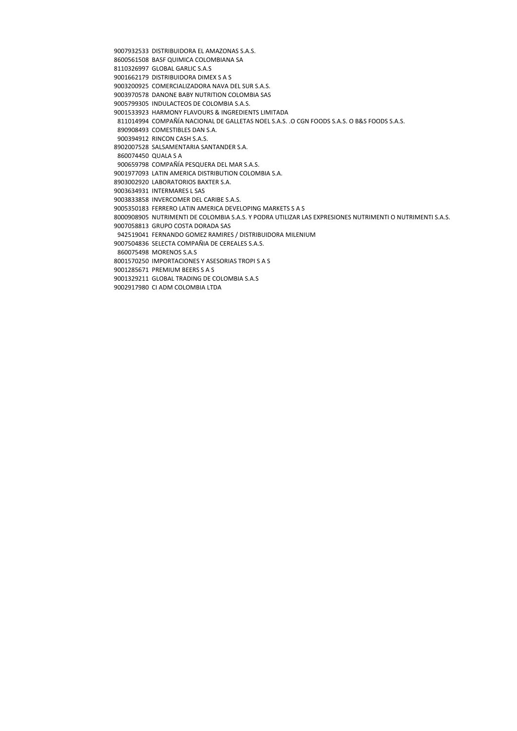| | |
|---|---|
| 9007932533 | DISTRIBUIDORA EL AMAZONAS S.A.S. |
| 8600561508 | BASF QUIMICA COLOMBIANA SA |
| 8110326997 | GLOBAL GARLIC S.A.S |
| 9001662179 | DISTRIBUIDORA DIMEX S A S |
| 9003200925 | COMERCIALIZADORA NAVA DEL SUR S.A.S. |
| 9003970578 | DANONE BABY NUTRITION COLOMBIA SAS |
| 9005799305 | INDULACTEOS DE COLOMBIA S.A.S. |
| 9001533923 | HARMONY FLAVOURS & INGREDIENTS LIMITADA |
| 811014994 | COMPAÑÍA NACIONAL DE GALLETAS NOEL S.A.S. .O CGN FOODS S.A.S. O B&S FOODS S.A.S. |
| 890908493 | COMESTIBLES DAN S.A. |
| 900394912 | RINCON CASH S.A.S. |
| 8902007528 | SALSAMENTARIA SANTANDER S.A. |
| 860074450 | QUALA S A |
| 900659798 | COMPAÑÍA PESQUERA DEL MAR S.A.S. |
| 9001977093 | LATIN AMERICA DISTRIBUTION COLOMBIA S.A. |
| 8903002920 | LABORATORIOS BAXTER S.A. |
| 9003634931 | INTERMARES L SAS |
| 9003833858 | INVERCOMER DEL CARIBE S.A.S. |
| 9005350183 | FERRERO LATIN AMERICA DEVELOPING MARKETS S A S |
| 8000908905 | NUTRIMENTI DE COLOMBIA S.A.S. Y PODRA UTILIZAR LAS EXPRESIONES NUTRIMENTI O NUTRIMENTI S.A.S. |
| 9007058813 | GRUPO COSTA DORADA SAS |
| 942519041 | FERNANDO GOMEZ RAMIRES / DISTRIBUIDORA MILENIUM |
| 9007504836 | SELECTA COMPAÑIA DE CEREALES S.A.S. |
| 860075498 | MORENOS S.A.S |
| 8001570250 | IMPORTACIONES Y ASESORIAS TROPI S A S |
| 9001285671 | PREMIUM BEERS S A S |
| 9001329211 | GLOBAL TRADING DE COLOMBIA S.A.S |
| 9002917980 | CI ADM COLOMBIA LTDA |